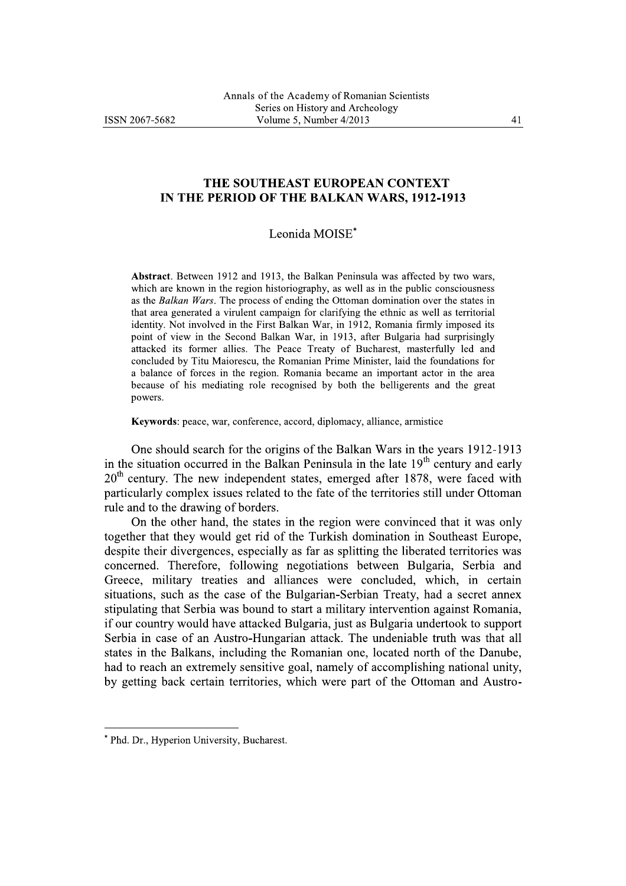# THE SOUTHEAST EUROPEAN CONTEXT IN THE PERIOD OF THE BALKAN WARS, 1912-1913

Leonida MOISE*

**Abstract**. Between 1912 and 1913, the Balkan Peninsula was affected by two wars, which are known in the region historiography, as well as in the public consciousness as the *Balkan Wars*. The process of ending the Ottoman domination over the states in that area generated a virulent campaign for clarifying the ethnic as well as territorial identity. Not involved in the First Balkan War, in 1912, Romania firmly imposed its point of view in the Second Balkan War, in 1913, after Bulgaria had surprisingly attacked its former allies. The Peace Treaty of Bucharest, masterfully led and concluded by Titu Maiorescu, the Romanian Prime Minister, laid the foundations for a balance of forces in the region. Romania became an important actor in the area because of his mediating role recognised by both the belligerents and the great powers.

**Keywords**: peace, war, conference, accord, diplomacy, alliance, armistice

One should search for the origins of the Balkan Wars in the years 1912-1913 in the situation occurred in the Balkan Peninsula in the late 19th century and early 20th century. The new independent states, emerged after 1878, were faced with particularly complex issues related to the fate of the territories still under Ottoman rule and to the drawing of borders.

On the other hand, the states in the region were convinced that it was only together that they would get rid of the Turkish domination in Southeast Europe, despite their divergences, especially as far as splitting the liberated territories was concerned. Therefore, following negotiations between Bulgaria, Serbia and Greece, military treaties and alliances were concluded, which, in certain situations, such as the case of the Bulgarian-Serbian Treaty, had a secret annex stipulating that Serbia was bound to start a military intervention against Romania, if our country would have attacked Bulgaria, just as Bulgaria undertook to support Serbia in case of an Austro-Hungarian attack. The undeniable truth was that all states in the Balkans, including the Romanian one, located north of the Danube, had to reach an extremely sensitive goal, namely of accomplishing national unity, by getting back certain territories, which were part of the Ottoman and Austro-

---

* Phd. Dr., Hyperion University, Bucharest.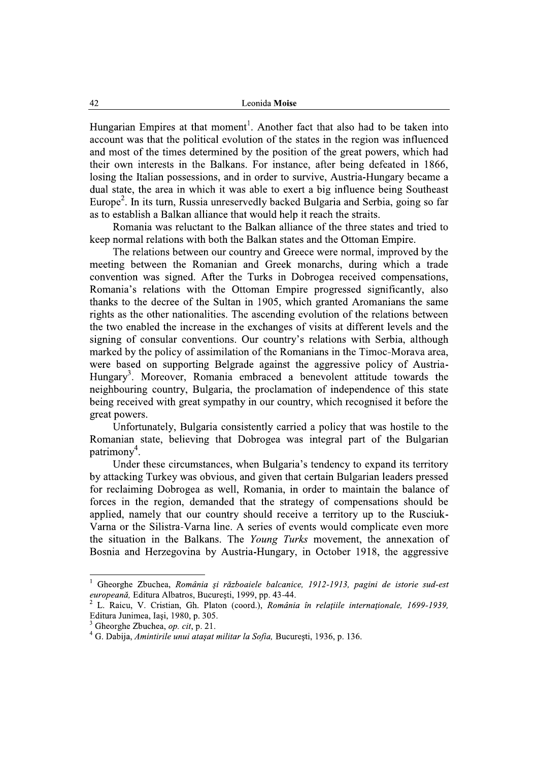Hungarian Empires at that moment[1]. Another fact that also had to be taken into account was that the political evolution of the states in the region was influenced and most of the times determined by the position of the great powers, which had their own interests in the Balkans. For instance, after being defeated in 1866, losing the Italian possessions, and in order to survive, Austria-Hungary became a dual state, the area in which it was able to exert a big influence being Southeast Europe[2]. In its turn, Russia unreservedly backed Bulgaria and Serbia, going so far as to establish a Balkan alliance that would help it reach the straits.

Romania was reluctant to the Balkan alliance of the three states and tried to keep normal relations with both the Balkan states and the Ottoman Empire.

The relations between our country and Greece were normal, improved by the meeting between the Romanian and Greek monarchs, during which a trade convention was signed. After the Turks in Dobrogea received compensations, Romania's relations with the Ottoman Empire progressed significantly, also thanks to the decree of the Sultan in 1905, which granted Aromanians the same rights as the other nationalities. The ascending evolution of the relations between the two enabled the increase in the exchanges of visits at different levels and the signing of consular conventions. Our country's relations with Serbia, although marked by the policy of assimilation of the Romanians in the Timoc-Morava area, were based on supporting Belgrade against the aggressive policy of Austria-Hungary[3]. Moreover, Romania embraced a benevolent attitude towards the neighbouring country, Bulgaria, the proclamation of independence of this state being received with great sympathy in our country, which recognised it before the great powers.

Unfortunately, Bulgaria consistently carried a policy that was hostile to the Romanian state, believing that Dobrogea was integral part of the Bulgarian patrimony[4].

Under these circumstances, when Bulgaria's tendency to expand its territory by attacking Turkey was obvious, and given that certain Bulgarian leaders pressed for reclaiming Dobrogea as well, Romania, in order to maintain the balance of forces in the region, demanded that the strategy of compensations should be applied, namely that our country should receive a territory up to the Rusciuk-Varna or the Silistra-Varna line. A series of events would complicate even more the situation in the Balkans. The *Young Turks* movement, the annexation of Bosnia and Herzegovina by Austria-Hungary, in October 1918, the aggressive

---

[1] Gheorghe Zbuchea, *România şi războaiele balcanice, 1912-1913, pagini de istorie sud-est europeană,* Editura Albatros, Bucureşti, 1999, pp. 43-44.

[2] L. Raicu, V. Cristian, Gh. Platon (coord.), *România în relaţiile internaţionale, 1699-1939,* Editura Junimea, Iaşi, 1980, p. 305.

[3] Gheorghe Zbuchea, *op. cit*, p. 21.

[4] G. Dabija, *Amintirile unui ataşat militar la Sofia,* Bucureşti, 1936, p. 136.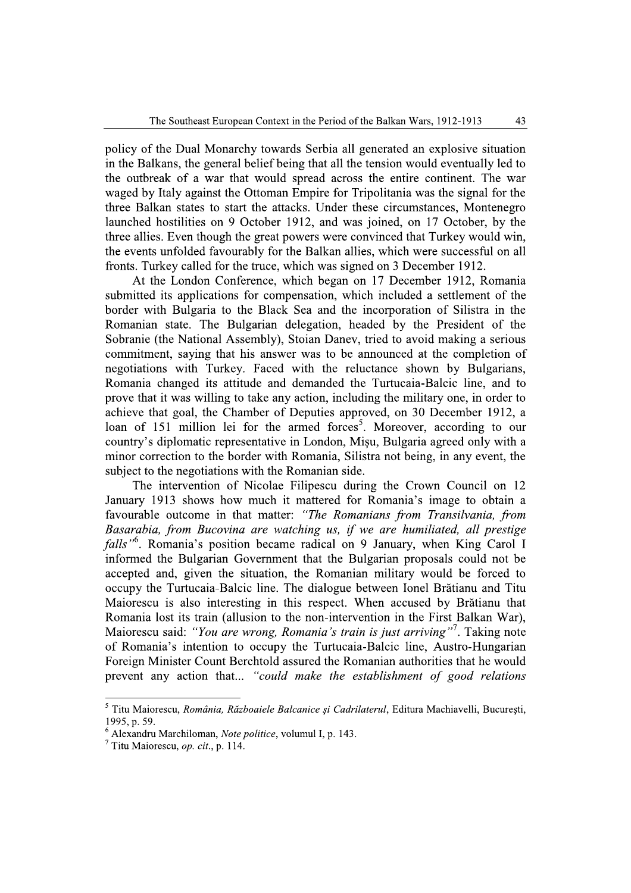policy of the Dual Monarchy towards Serbia all generated an explosive situation in the Balkans, the general belief being that all the tension would eventually led to the outbreak of a war that would spread across the entire continent. The war waged by Italy against the Ottoman Empire for Tripolitania was the signal for the three Balkan states to start the attacks. Under these circumstances, Montenegro launched hostilities on 9 October 1912, and was joined, on 17 October, by the three allies. Even though the great powers were convinced that Turkey would win, the events unfolded favourably for the Balkan allies, which were successful on all fronts. Turkey called for the truce, which was signed on 3 December 1912.

At the London Conference, which began on 17 December 1912, Romania submitted its applications for compensation, which included a settlement of the border with Bulgaria to the Black Sea and the incorporation of Silistra in the Romanian state. The Bulgarian delegation, headed by the President of the Sobranie (the National Assembly), Stoian Danev, tried to avoid making a serious commitment, saying that his answer was to be announced at the completion of negotiations with Turkey. Faced with the reluctance shown by Bulgarians, Romania changed its attitude and demanded the Turtucaia-Balcic line, and to prove that it was willing to take any action, including the military one, in order to achieve that goal, the Chamber of Deputies approved, on 30 December 1912, a loan of 151 million lei for the armed forces[5]. Moreover, according to our country's diplomatic representative in London, Mişu, Bulgaria agreed only with a minor correction to the border with Romania, Silistra not being, in any event, the subject to the negotiations with the Romanian side.

The intervention of Nicolae Filipescu during the Crown Council on 12 January 1913 shows how much it mattered for Romania's image to obtain a favourable outcome in that matter: *"The Romanians from Transilvania, from Basarabia, from Bucovina are watching us, if we are humiliated, all prestige falls"*[6]. Romania's position became radical on 9 January, when King Carol I informed the Bulgarian Government that the Bulgarian proposals could not be accepted and, given the situation, the Romanian military would be forced to occupy the Turtucaia-Balcic line. The dialogue between Ionel Brătianu and Titu Maiorescu is also interesting in this respect. When accused by Brătianu that Romania lost its train (allusion to the non-intervention in the First Balkan War), Maiorescu said: *"You are wrong, Romania's train is just arriving"*[7]. Taking note of Romania's intention to occupy the Turtucaia-Balcic line, Austro-Hungarian Foreign Minister Count Berchtold assured the Romanian authorities that he would prevent any action that... *"could make the establishment of good relations*

---

[5] Titu Maiorescu, *România, Războaiele Balcanice şi Cadrilaterul*, Editura Machiavelli, Bucureşti, 1995, p. 59.

[6] Alexandru Marchiloman, *Note politice*, volumul I, p. 143.

[7] Titu Maiorescu, *op. cit.*, p. 114.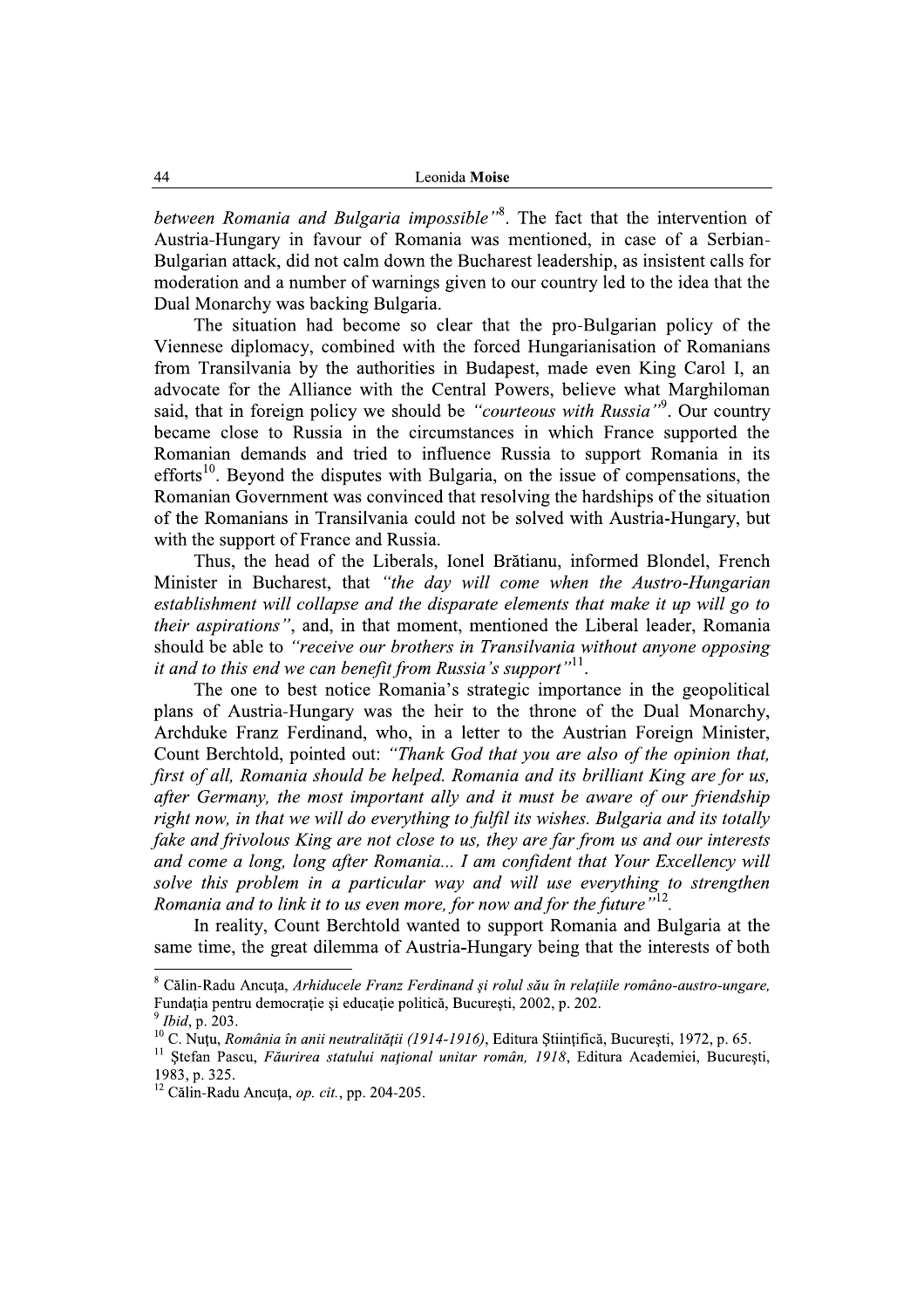*between Romania and Bulgaria impossible"*[8]. The fact that the intervention of Austria-Hungary in favour of Romania was mentioned, in case of a Serbian-Bulgarian attack, did not calm down the Bucharest leadership, as insistent calls for moderation and a number of warnings given to our country led to the idea that the Dual Monarchy was backing Bulgaria.

The situation had become so clear that the pro-Bulgarian policy of the Viennese diplomacy, combined with the forced Hungarianisation of Romanians from Transilvania by the authorities in Budapest, made even King Carol I, an advocate for the Alliance with the Central Powers, believe what Marghiloman said, that in foreign policy we should be *"courteous with Russia"*[9]. Our country became close to Russia in the circumstances in which France supported the Romanian demands and tried to influence Russia to support Romania in its efforts[10]. Beyond the disputes with Bulgaria, on the issue of compensations, the Romanian Government was convinced that resolving the hardships of the situation of the Romanians in Transilvania could not be solved with Austria-Hungary, but with the support of France and Russia.

Thus, the head of the Liberals, Ionel Brătianu, informed Blondel, French Minister in Bucharest, that *"the day will come when the Austro-Hungarian establishment will collapse and the disparate elements that make it up will go to their aspirations"*, and, in that moment, mentioned the Liberal leader, Romania should be able to *"receive our brothers in Transilvania without anyone opposing it and to this end we can benefit from Russia's support"*[11].

The one to best notice Romania's strategic importance in the geopolitical plans of Austria-Hungary was the heir to the throne of the Dual Monarchy, Archduke Franz Ferdinand, who, in a letter to the Austrian Foreign Minister, Count Berchtold, pointed out: *"Thank God that you are also of the opinion that, first of all, Romania should be helped. Romania and its brilliant King are for us, after Germany, the most important ally and it must be aware of our friendship right now, in that we will do everything to fulfil its wishes. Bulgaria and its totally fake and frivolous King are not close to us, they are far from us and our interests and come a long, long after Romania... I am confident that Your Excellency will solve this problem in a particular way and will use everything to strengthen Romania and to link it to us even more, for now and for the future"*[12].

In reality, Count Berchtold wanted to support Romania and Bulgaria at the same time, the great dilemma of Austria-Hungary being that the interests of both

---

[8] Călin-Radu Ancuța, *Arhiducele Franz Ferdinand și rolul său în relațiile româno-austro-ungare*, Fundația pentru democrație și educație politică, București, 2002, p. 202.

[9] *Ibid*, p. 203.

[10] C. Nuțu, *România în anii neutralității (1914-1916)*, Editura Științifică, București, 1972, p. 65.

[11] Ștefan Pascu, *Făurirea statului național unitar român, 1918*, Editura Academiei, București, 1983, p. 325.

[12] Călin-Radu Ancuța, *op. cit.*, pp. 204-205.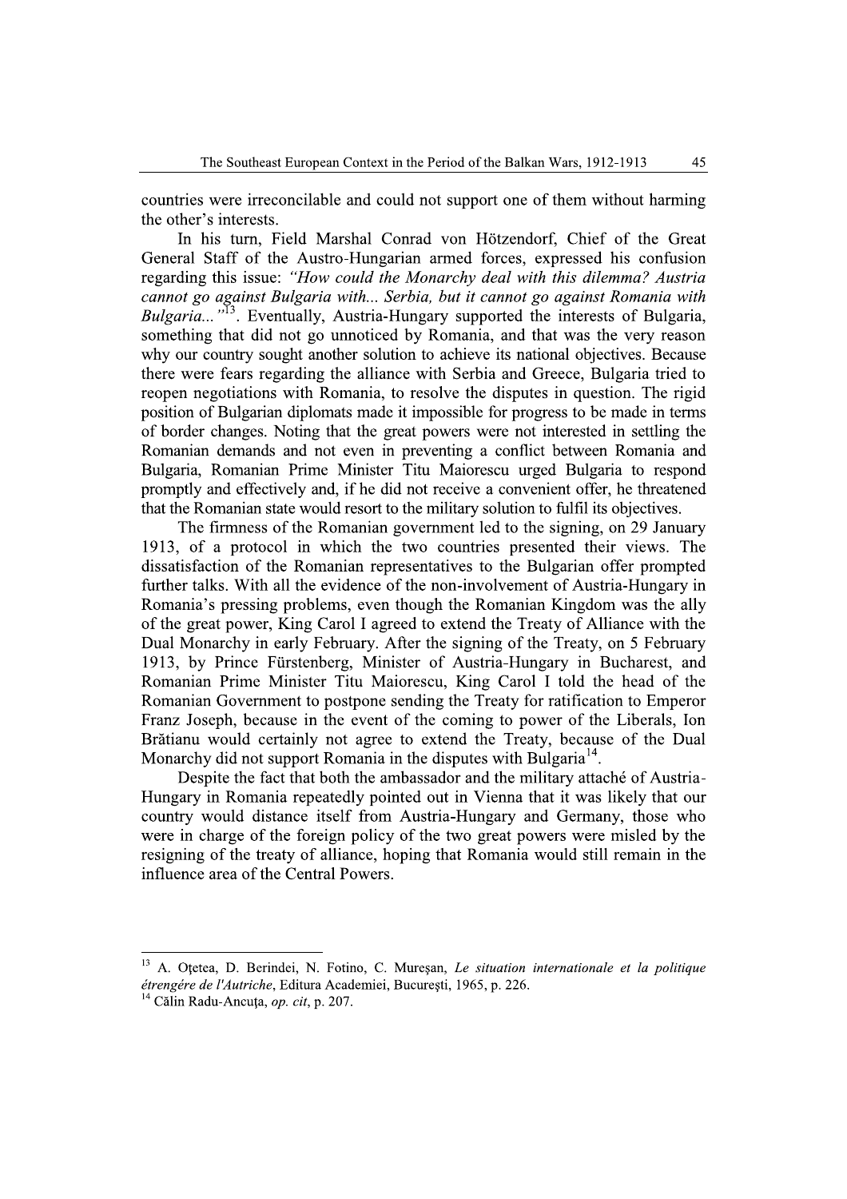countries were irreconcilable and could not support one of them without harming the other's interests.

In his turn, Field Marshal Conrad von Hötzendorf, Chief of the Great General Staff of the Austro-Hungarian armed forces, expressed his confusion regarding this issue: *"How could the Monarchy deal with this dilemma? Austria cannot go against Bulgaria with... Serbia, but it cannot go against Romania with Bulgaria..."*[13]. Eventually, Austria-Hungary supported the interests of Bulgaria, something that did not go unnoticed by Romania, and that was the very reason why our country sought another solution to achieve its national objectives. Because there were fears regarding the alliance with Serbia and Greece, Bulgaria tried to reopen negotiations with Romania, to resolve the disputes in question. The rigid position of Bulgarian diplomats made it impossible for progress to be made in terms of border changes. Noting that the great powers were not interested in settling the Romanian demands and not even in preventing a conflict between Romania and Bulgaria, Romanian Prime Minister Titu Maiorescu urged Bulgaria to respond promptly and effectively and, if he did not receive a convenient offer, he threatened that the Romanian state would resort to the military solution to fulfil its objectives.

The firmness of the Romanian government led to the signing, on 29 January 1913, of a protocol in which the two countries presented their views. The dissatisfaction of the Romanian representatives to the Bulgarian offer prompted further talks. With all the evidence of the non-involvement of Austria-Hungary in Romania's pressing problems, even though the Romanian Kingdom was the ally of the great power, King Carol I agreed to extend the Treaty of Alliance with the Dual Monarchy in early February. After the signing of the Treaty, on 5 February 1913, by Prince Fürstenberg, Minister of Austria-Hungary in Bucharest, and Romanian Prime Minister Titu Maiorescu, King Carol I told the head of the Romanian Government to postpone sending the Treaty for ratification to Emperor Franz Joseph, because in the event of the coming to power of the Liberals, Ion Brătianu would certainly not agree to extend the Treaty, because of the Dual Monarchy did not support Romania in the disputes with Bulgaria[14].

Despite the fact that both the ambassador and the military attaché of Austria-Hungary in Romania repeatedly pointed out in Vienna that it was likely that our country would distance itself from Austria-Hungary and Germany, those who were in charge of the foreign policy of the two great powers were misled by the resigning of the treaty of alliance, hoping that Romania would still remain in the influence area of the Central Powers.

---

[13] A. Oțetea, D. Berindei, N. Fotino, C. Mureşan, *Le situation internationale et la politique étrengére de l'Autriche*, Editura Academiei, Bucureşti, 1965, p. 226.

[14] Călin Radu-Ancuța, *op. cit*, p. 207.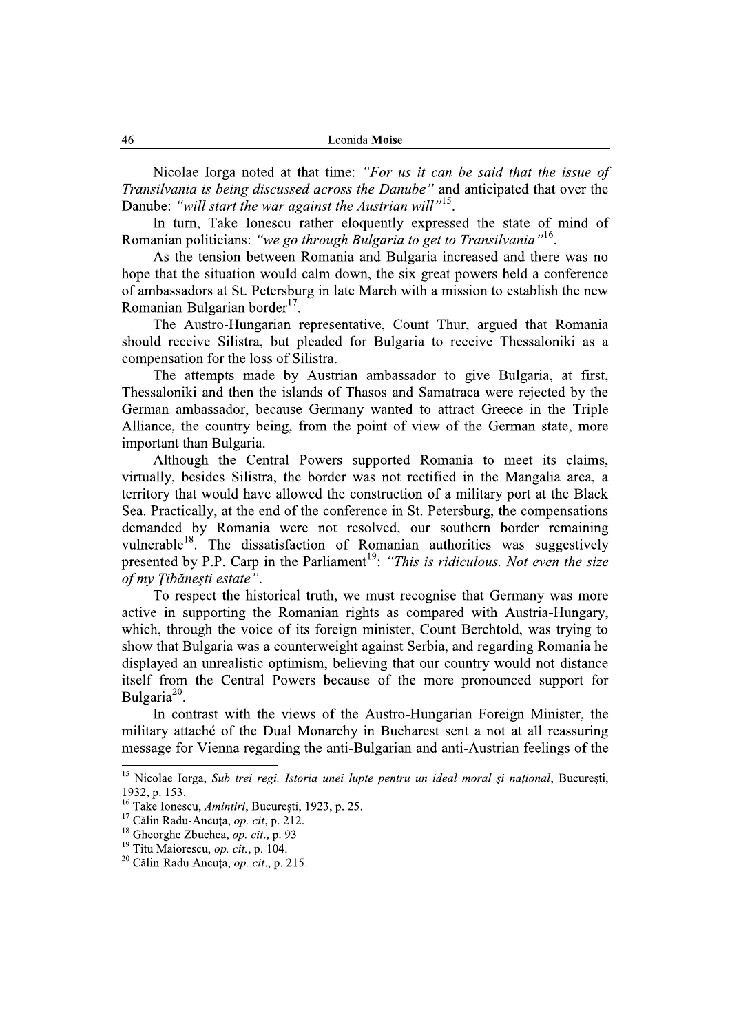Nicolae Iorga noted at that time: *"For us it can be said that the issue of Transilvania is being discussed across the Danube"* and anticipated that over the Danube: *"will start the war against the Austrian will"*[15].

In turn, Take Ionescu rather eloquently expressed the state of mind of Romanian politicians: *"we go through Bulgaria to get to Transilvania"*[16].

As the tension between Romania and Bulgaria increased and there was no hope that the situation would calm down, the six great powers held a conference of ambassadors at St. Petersburg in late March with a mission to establish the new Romanian-Bulgarian border[17].

The Austro-Hungarian representative, Count Thur, argued that Romania should receive Silistra, but pleaded for Bulgaria to receive Thessaloniki as a compensation for the loss of Silistra.

The attempts made by Austrian ambassador to give Bulgaria, at first, Thessaloniki and then the islands of Thasos and Samatraca were rejected by the German ambassador, because Germany wanted to attract Greece in the Triple Alliance, the country being, from the point of view of the German state, more important than Bulgaria.

Although the Central Powers supported Romania to meet its claims, virtually, besides Silistra, the border was not rectified in the Mangalia area, a territory that would have allowed the construction of a military port at the Black Sea. Practically, at the end of the conference in St. Petersburg, the compensations demanded by Romania were not resolved, our southern border remaining vulnerable[18]. The dissatisfaction of Romanian authorities was suggestively presented by P.P. Carp in the Parliament[19]: *"This is ridiculous. Not even the size of my Ţibăneşti estate"*.

To respect the historical truth, we must recognise that Germany was more active in supporting the Romanian rights as compared with Austria-Hungary, which, through the voice of its foreign minister, Count Berchtold, was trying to show that Bulgaria was a counterweight against Serbia, and regarding Romania he displayed an unrealistic optimism, believing that our country would not distance itself from the Central Powers because of the more pronounced support for Bulgaria[20].

In contrast with the views of the Austro-Hungarian Foreign Minister, the military attaché of the Dual Monarchy in Bucharest sent a not at all reassuring message for Vienna regarding the anti-Bulgarian and anti-Austrian feelings of the

---

[15] Nicolae Iorga, *Sub trei regi. Istoria unei lupte pentru un ideal moral şi naţional*, Bucureşti, 1932, p. 153.

[16] Take Ionescu, *Amintiri*, Bucureşti, 1923, p. 25.

[17] Călin Radu-Ancuţa, *op. cit*, p. 212.

[18] Gheorghe Zbuchea, *op. cit*., p. 93

[19] Titu Maiorescu, *op. cit.*, p. 104.

[20] Călin-Radu Ancuţa, *op. cit*, p. 215.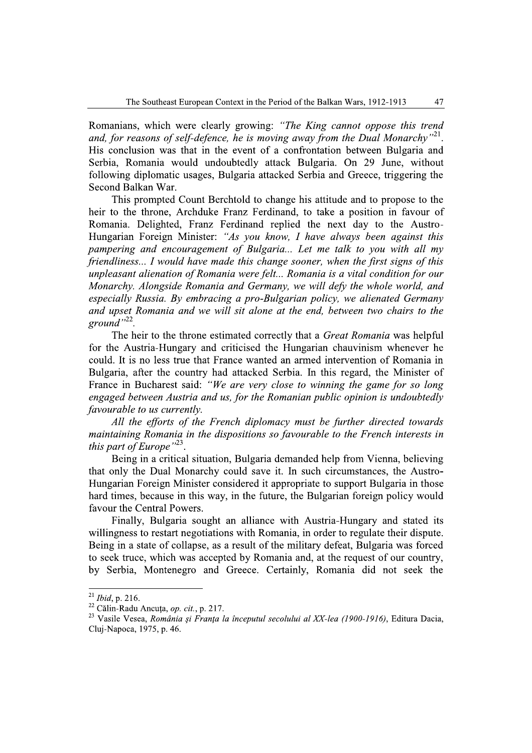Romanians, which were clearly growing: *"The King cannot oppose this trend and, for reasons of self-defence, he is moving away from the Dual Monarchy"*[21]. His conclusion was that in the event of a confrontation between Bulgaria and Serbia, Romania would undoubtedly attack Bulgaria. On 29 June, without following diplomatic usages, Bulgaria attacked Serbia and Greece, triggering the Second Balkan War.

This prompted Count Berchtold to change his attitude and to propose to the heir to the throne, Archduke Franz Ferdinand, to take a position in favour of Romania. Delighted, Franz Ferdinand replied the next day to the Austro-Hungarian Foreign Minister: *"As you know, I have always been against this pampering and encouragement of Bulgaria... Let me talk to you with all my friendliness... I would have made this change sooner, when the first signs of this unpleasant alienation of Romania were felt... Romania is a vital condition for our Monarchy. Alongside Romania and Germany, we will defy the whole world, and especially Russia. By embracing a pro-Bulgarian policy, we alienated Germany and upset Romania and we will sit alone at the end, between two chairs to the ground"*[22].

The heir to the throne estimated correctly that a *Great Romania* was helpful for the Austria-Hungary and criticised the Hungarian chauvinism whenever he could. It is no less true that France wanted an armed intervention of Romania in Bulgaria, after the country had attacked Serbia. In this regard, the Minister of France in Bucharest said: *"We are very close to winning the game for so long engaged between Austria and us, for the Romanian public opinion is undoubtedly favourable to us currently.*

*All the efforts of the French diplomacy must be further directed towards maintaining Romania in the dispositions so favourable to the French interests in this part of Europe"*[23].

Being in a critical situation, Bulgaria demanded help from Vienna, believing that only the Dual Monarchy could save it. In such circumstances, the Austro-Hungarian Foreign Minister considered it appropriate to support Bulgaria in those hard times, because in this way, in the future, the Bulgarian foreign policy would favour the Central Powers.

Finally, Bulgaria sought an alliance with Austria-Hungary and stated its willingness to restart negotiations with Romania, in order to regulate their dispute. Being in a state of collapse, as a result of the military defeat, Bulgaria was forced to seek truce, which was accepted by Romania and, at the request of our country, by Serbia, Montenegro and Greece. Certainly, Romania did not seek the

---

[21] *Ibid*, p. 216.

[22] Călin-Radu Ancuța, *op. cit.*, p. 217.

[23] Vasile Vesea, *România și Franța la începutul secolului al XX-lea (1900-1916)*, Editura Dacia, Cluj-Napoca, 1975, p. 46.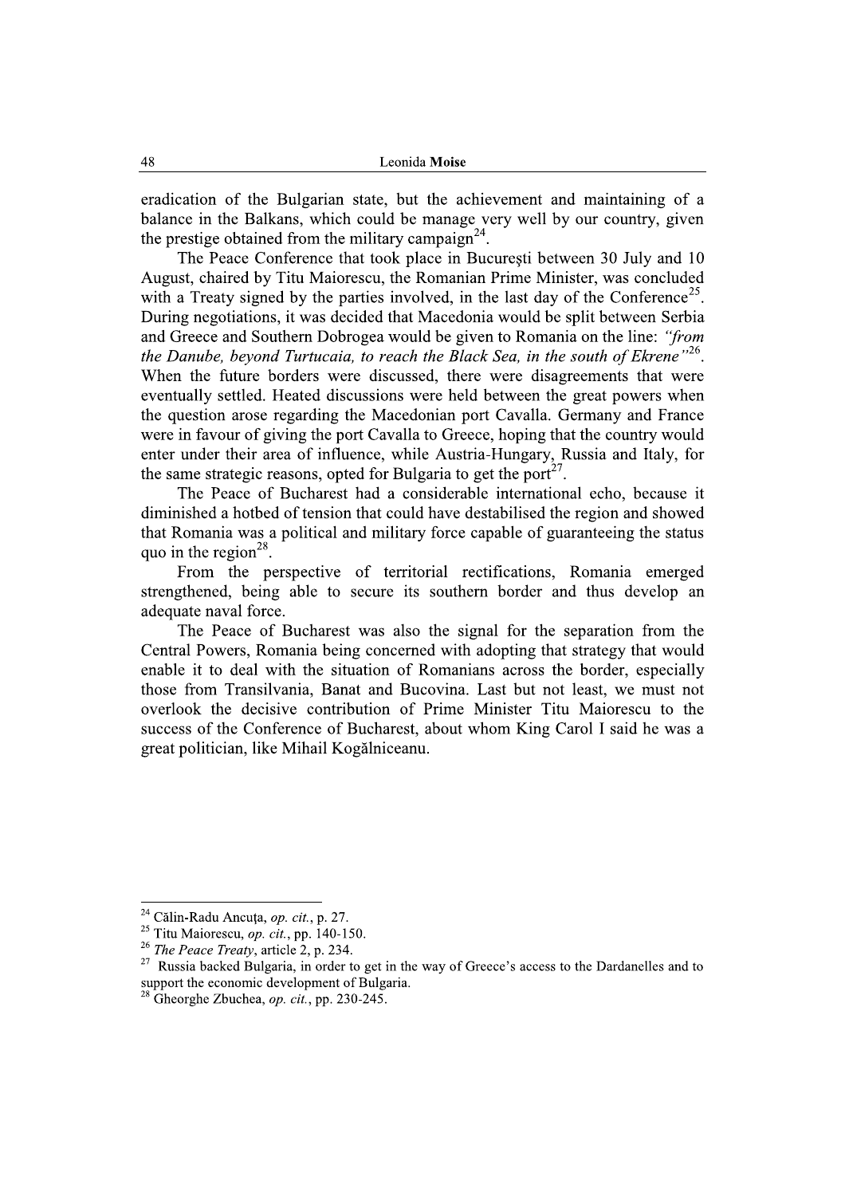eradication of the Bulgarian state, but the achievement and maintaining of a balance in the Balkans, which could be manage very well by our country, given the prestige obtained from the military campaign[24].

The Peace Conference that took place in Bucureşti between 30 July and 10 August, chaired by Titu Maiorescu, the Romanian Prime Minister, was concluded with a Treaty signed by the parties involved, in the last day of the Conference[25]. During negotiations, it was decided that Macedonia would be split between Serbia and Greece and Southern Dobrogea would be given to Romania on the line: *"from the Danube, beyond Turtucaia, to reach the Black Sea, in the south of Ekrene"*[26]. When the future borders were discussed, there were disagreements that were eventually settled. Heated discussions were held between the great powers when the question arose regarding the Macedonian port Cavalla. Germany and France were in favour of giving the port Cavalla to Greece, hoping that the country would enter under their area of influence, while Austria-Hungary, Russia and Italy, for the same strategic reasons, opted for Bulgaria to get the port[27].

The Peace of Bucharest had a considerable international echo, because it diminished a hotbed of tension that could have destabilised the region and showed that Romania was a political and military force capable of guaranteeing the status quo in the region[28].

From the perspective of territorial rectifications, Romania emerged strengthened, being able to secure its southern border and thus develop an adequate naval force.

The Peace of Bucharest was also the signal for the separation from the Central Powers, Romania being concerned with adopting that strategy that would enable it to deal with the situation of Romanians across the border, especially those from Transilvania, Banat and Bucovina. Last but not least, we must not overlook the decisive contribution of Prime Minister Titu Maiorescu to the success of the Conference of Bucharest, about whom King Carol I said he was a great politician, like Mihail Kogălniceanu.

---

[24] Călin-Radu Ancuţa, *op. cit.*, p. 27.

[25] Titu Maiorescu, *op. cit.*, pp. 140-150.

[26] *The Peace Treaty*, article 2, p. 234.

[27] Russia backed Bulgaria, in order to get in the way of Greece's access to the Dardanelles and to support the economic development of Bulgaria.

[28] Gheorghe Zbuchea, *op. cit.*, pp. 230-245.